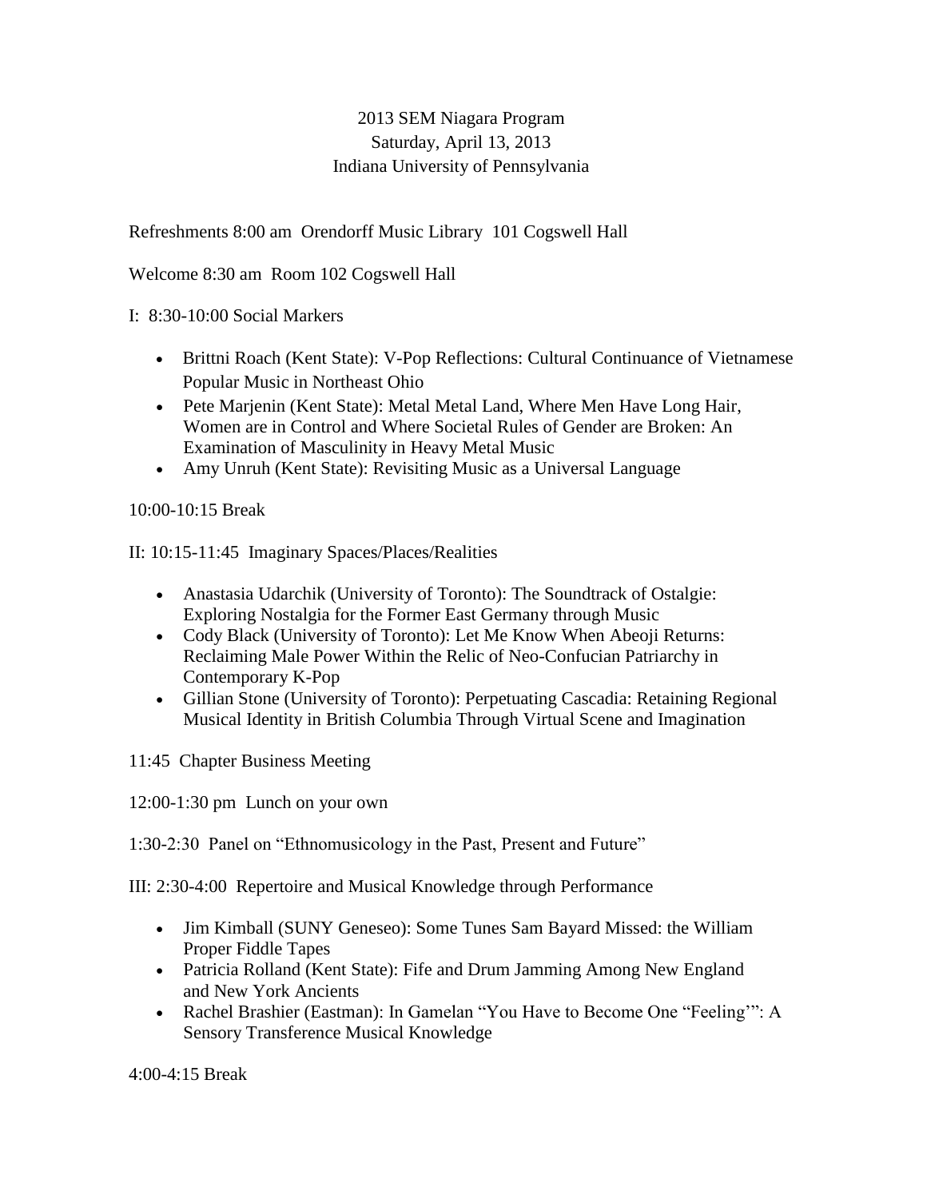# 2013 SEM Niagara Program
## Saturday, April 13, 2013
## Indiana University of Pennsylvania

Refreshments 8:00 am  Orendorff Music Library  101 Cogswell Hall

Welcome 8:30 am  Room 102 Cogswell Hall

I:  8:30-10:00 Social Markers

- Brittni Roach (Kent State): V-Pop Reflections: Cultural Continuance of Vietnamese Popular Music in Northeast Ohio
- Pete Marjenin (Kent State): Metal Metal Land, Where Men Have Long Hair, Women are in Control and Where Societal Rules of Gender are Broken: An Examination of Masculinity in Heavy Metal Music
- Amy Unruh (Kent State): Revisiting Music as a Universal Language

10:00-10:15 Break

II: 10:15-11:45  Imaginary Spaces/Places/Realities

- Anastasia Udarchik (University of Toronto): The Soundtrack of Ostalgie: Exploring Nostalgia for the Former East Germany through Music
- Cody Black (University of Toronto): Let Me Know When Abeoji Returns: Reclaiming Male Power Within the Relic of Neo-Confucian Patriarchy in Contemporary K-Pop
- Gillian Stone (University of Toronto): Perpetuating Cascadia: Retaining Regional Musical Identity in British Columbia Through Virtual Scene and Imagination

11:45  Chapter Business Meeting

12:00-1:30 pm  Lunch on your own

1:30-2:30  Panel on "Ethnomusicology in the Past, Present and Future"

III: 2:30-4:00  Repertoire and Musical Knowledge through Performance

- Jim Kimball (SUNY Geneseo): Some Tunes Sam Bayard Missed: the William Proper Fiddle Tapes
- Patricia Rolland (Kent State): Fife and Drum Jamming Among New England and New York Ancients
- Rachel Brashier (Eastman): In Gamelan "You Have to Become One "Feeling"": A Sensory Transference Musical Knowledge

4:00-4:15 Break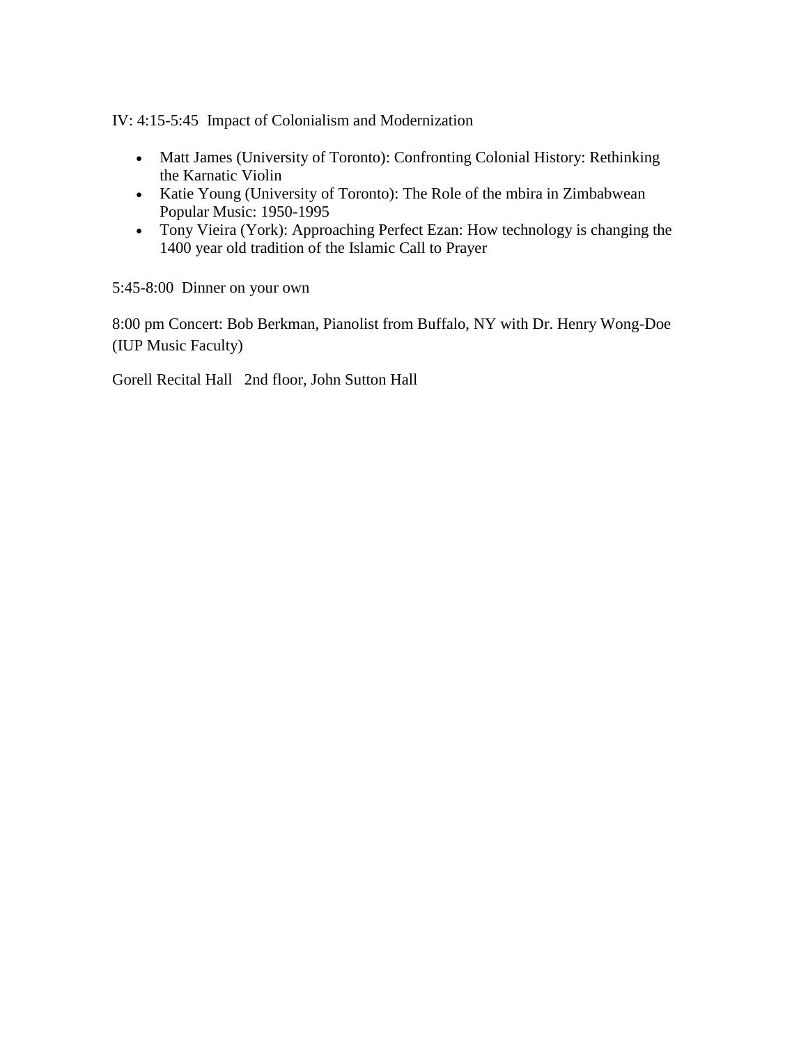IV: 4:15-5:45 Impact of Colonialism and Modernization

- Matt James (University of Toronto): Confronting Colonial History: Rethinking the Karnatic Violin
- Katie Young (University of Toronto): The Role of the mbira in Zimbabwean Popular Music: 1950-1995
- Tony Vieira (York): Approaching Perfect Ezan: How technology is changing the 1400 year old tradition of the Islamic Call to Prayer

5:45-8:00 Dinner on your own

8:00 pm Concert: Bob Berkman, Pianolist from Buffalo, NY with Dr. Henry Wong-Doe (IUP Music Faculty)

Gorell Recital Hall 2nd floor, John Sutton Hall